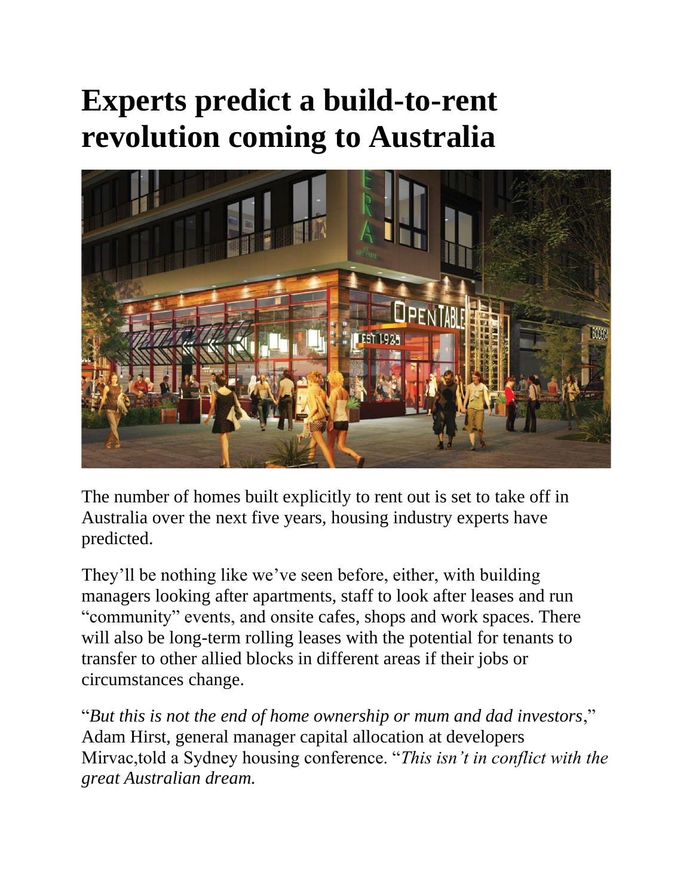# Experts predict a build-to-rent revolution coming to Australia

The number of homes built explicitly to rent out is set to take off in Australia over the next five years, housing industry experts have predicted.

They'll be nothing like we've seen before, either, with building managers looking after apartments, staff to look after leases and run "community" events, and onsite cafes, shops and work spaces. There will also be long-term rolling leases with the potential for tenants to transfer to other allied blocks in different areas if their jobs or circumstances change.

"*But this is not the end of home ownership or mum and dad investors*," Adam Hirst, general manager capital allocation at developers Mirvac,told a Sydney housing conference. "*This isn't in conflict with the great Australian dream.*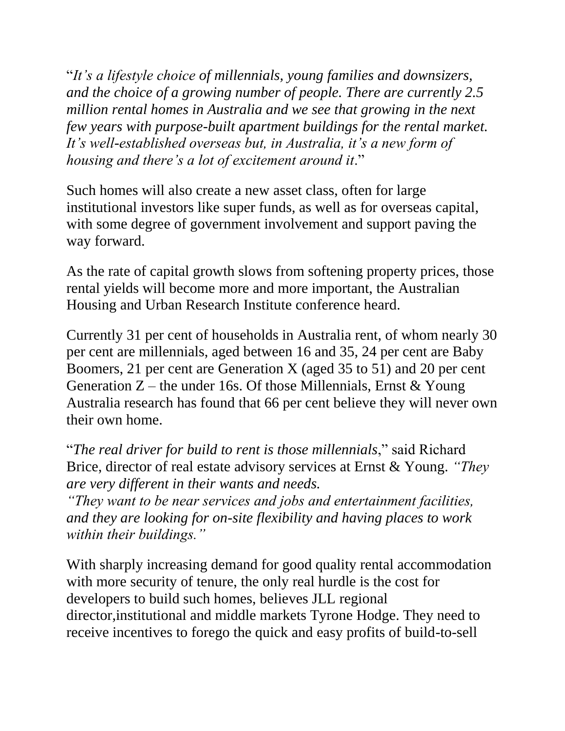"*It's a lifestyle choice of millennials, young families and downsizers, and the choice of a growing number of people. There are currently 2.5 million rental homes in Australia and we see that growing in the next few years with purpose-built apartment buildings for the rental market. It's well-established overseas but, in Australia, it's a new form of housing and there's a lot of excitement around it*."

Such homes will also create a new asset class, often for large institutional investors like super funds, as well as for overseas capital, with some degree of government involvement and support paving the way forward.

As the rate of capital growth slows from softening property prices, those rental yields will become more and more important, the Australian Housing and Urban Research Institute conference heard.

Currently 31 per cent of households in Australia rent, of whom nearly 30 per cent are millennials, aged between 16 and 35, 24 per cent are Baby Boomers, 21 per cent are Generation X (aged 35 to 51) and 20 per cent Generation Z – the under 16s. Of those Millennials, Ernst & Young Australia research has found that 66 per cent believe they will never own their own home.

"*The real driver for build to rent is those millennials*," said Richard Brice, director of real estate advisory services at Ernst & Young. *"They are very different in their wants and needs.*
*"They want to be near services and jobs and entertainment facilities, and they are looking for on-site flexibility and having places to work within their buildings."*

With sharply increasing demand for good quality rental accommodation with more security of tenure, the only real hurdle is the cost for developers to build such homes, believes JLL regional director,institutional and middle markets Tyrone Hodge. They need to receive incentives to forego the quick and easy profits of build-to-sell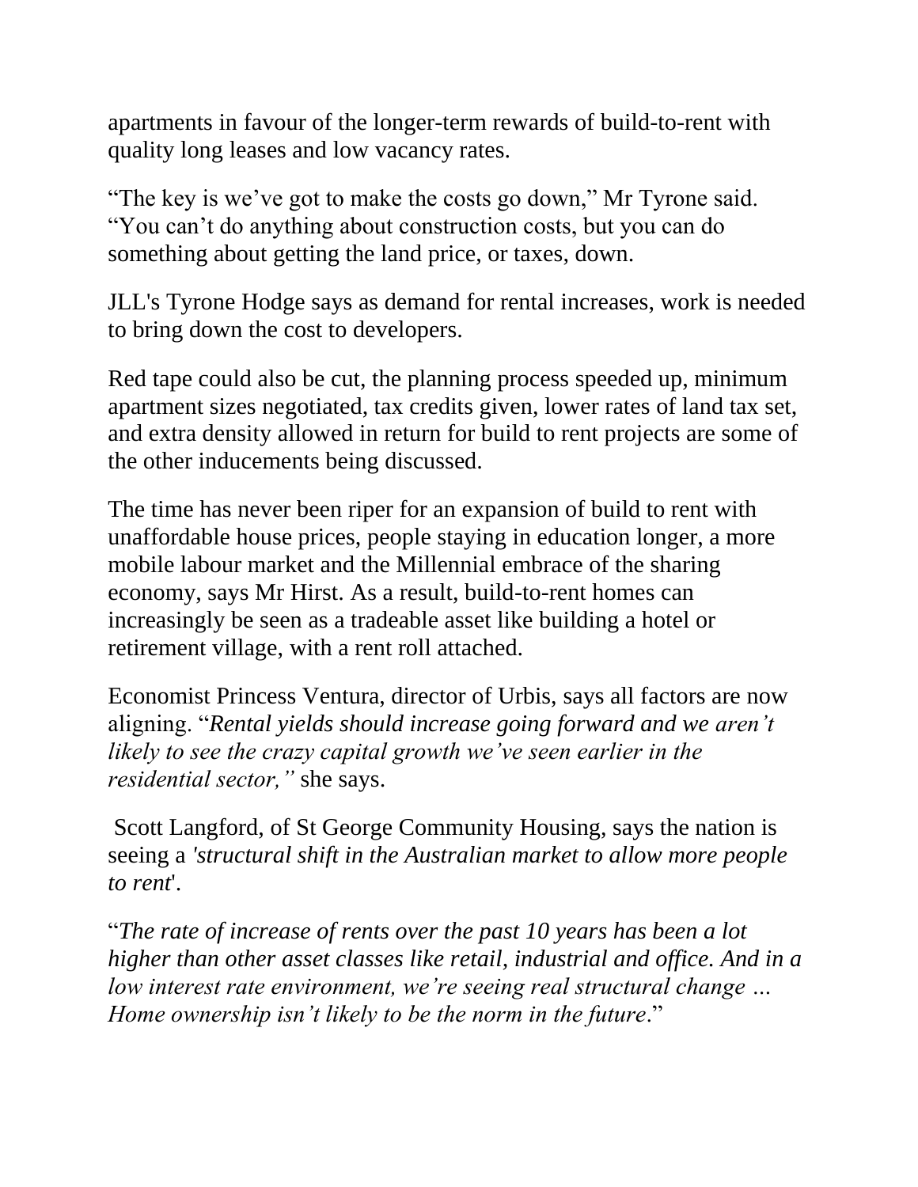apartments in favour of the longer-term rewards of build-to-rent with quality long leases and low vacancy rates.

"The key is we've got to make the costs go down," Mr Tyrone said. "You can't do anything about construction costs, but you can do something about getting the land price, or taxes, down.

JLL's Tyrone Hodge says as demand for rental increases, work is needed to bring down the cost to developers.

Red tape could also be cut, the planning process speeded up, minimum apartment sizes negotiated, tax credits given, lower rates of land tax set, and extra density allowed in return for build to rent projects are some of the other inducements being discussed.

The time has never been riper for an expansion of build to rent with unaffordable house prices, people staying in education longer, a more mobile labour market and the Millennial embrace of the sharing economy, says Mr Hirst. As a result, build-to-rent homes can increasingly be seen as a tradeable asset like building a hotel or retirement village, with a rent roll attached.

Economist Princess Ventura, director of Urbis, says all factors are now aligning. "*Rental yields should increase going forward and we aren't likely to see the crazy capital growth we've seen earlier in the residential sector,"* she says.

Scott Langford, of St George Community Housing, says the nation is seeing a *'structural shift in the Australian market to allow more people to rent*'.

"*The rate of increase of rents over the past 10 years has been a lot higher than other asset classes like retail, industrial and office. And in a low interest rate environment, we're seeing real structural change … Home ownership isn't likely to be the norm in the future*."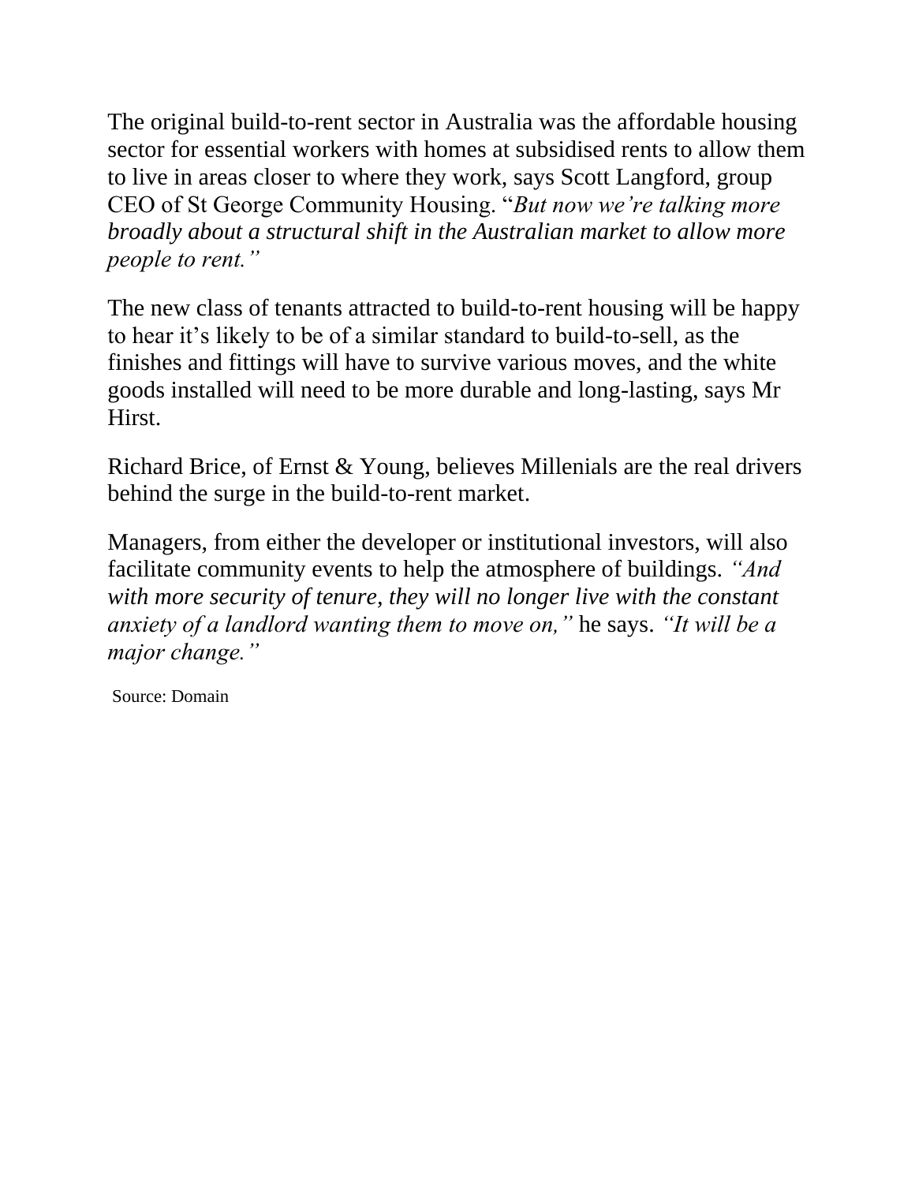The original build-to-rent sector in Australia was the affordable housing sector for essential workers with homes at subsidised rents to allow them to live in areas closer to where they work, says Scott Langford, group CEO of St George Community Housing. "*But now we're talking more broadly about a structural shift in the Australian market to allow more people to rent.*"

The new class of tenants attracted to build-to-rent housing will be happy to hear it's likely to be of a similar standard to build-to-sell, as the finishes and fittings will have to survive various moves, and the white goods installed will need to be more durable and long-lasting, says Mr Hirst.

Richard Brice, of Ernst & Young, believes Millenials are the real drivers behind the surge in the build-to-rent market.

Managers, from either the developer or institutional investors, will also facilitate community events to help the atmosphere of buildings. *"And with more security of tenure, they will no longer live with the constant anxiety of a landlord wanting them to move on,"* he says. *"It will be a major change."*

Source: Domain